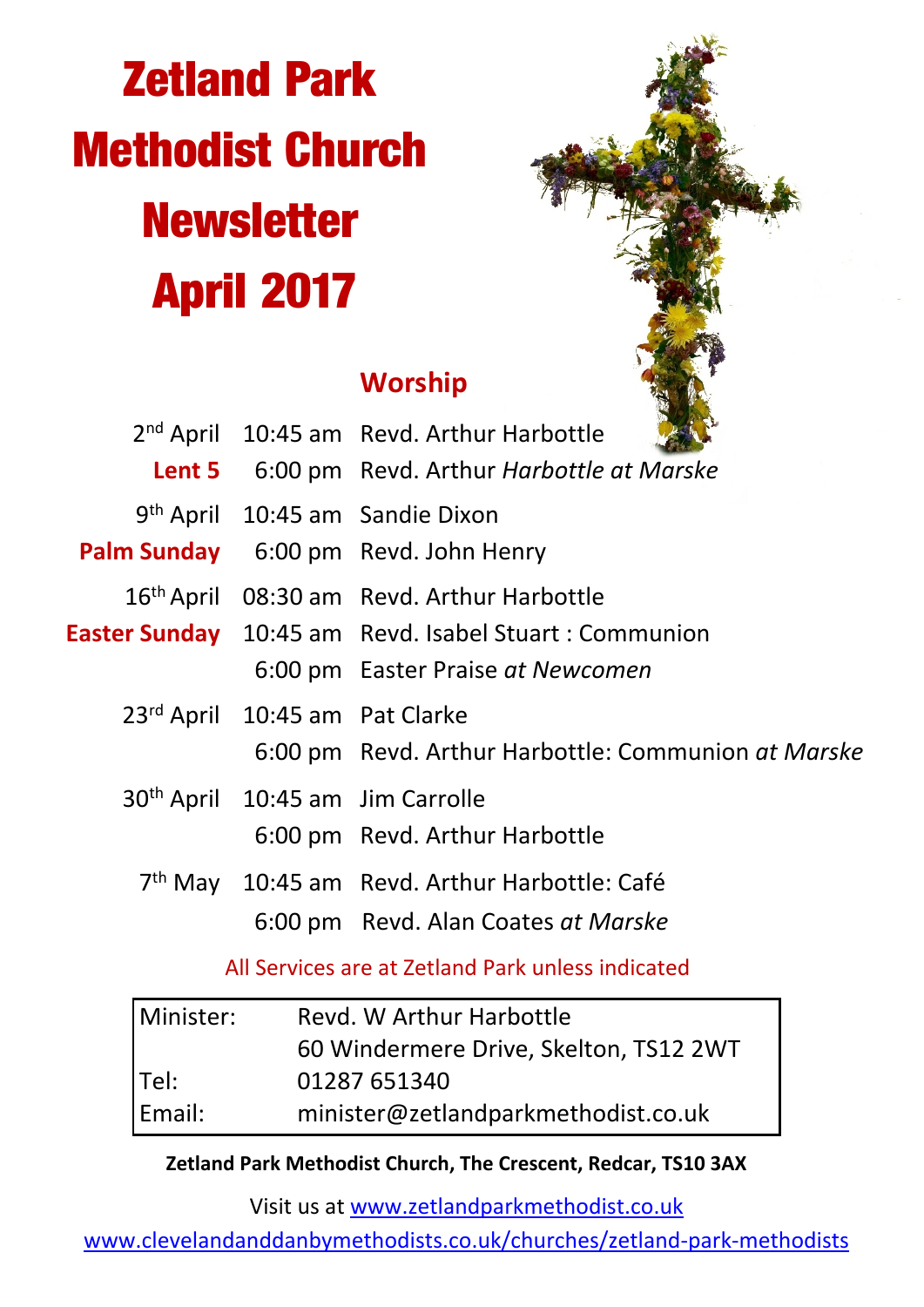# Zetland Park Methodist Church Newsletter April 2017

## Worship

| | | |
|---|---|---|
| 2nd April | 10:45 am | Revd. Arthur Harbottle |
| **Lent 5** | 6:00 pm | Revd. Arthur *Harbottle at Marske* |
| 9th April | 10:45 am | Sandie Dixon |
| **Palm Sunday** | 6:00 pm | Revd. John Henry |
| 16th April | 08:30 am | Revd. Arthur Harbottle |
| **Easter Sunday** | 10:45 am | Revd. Isabel Stuart : Communion |
| | 6:00 pm | Easter Praise *at Newcomen* |
| 23rd April | 10:45 am | Pat Clarke |
| | 6:00 pm | Revd. Arthur Harbottle: Communion *at Marske* |
| 30th April | 10:45 am | Jim Carrolle |
| | 6:00 pm | Revd. Arthur Harbottle |
| 7th May | 10:45 am | Revd. Arthur Harbottle: Café |
| | 6:00 pm | Revd. Alan Coates *at Marske* |

All Services are at Zetland Park unless indicated

| | |
|---|---|
| Minister: | Revd. W Arthur Harbottle |
| | 60 Windermere Drive, Skelton, TS12 2WT |
| Tel: | 01287 651340 |
| Email: | minister@zetlandparkmethodist.co.uk |

**Zetland Park Methodist Church, The Crescent, Redcar, TS10 3AX**

Visit us at www.zetlandparkmethodist.co.uk

www.clevelandanddanbymethodists.co.uk/churches/zetland-park-methodists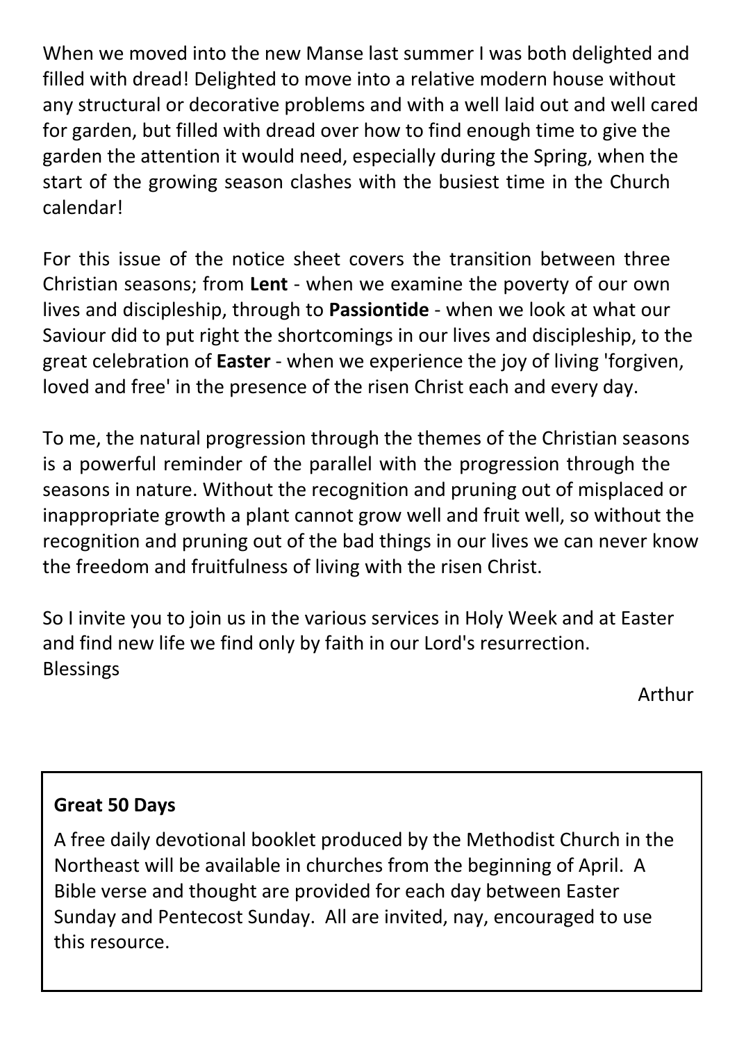When we moved into the new Manse last summer I was both delighted and filled with dread! Delighted to move into a relative modern house without any structural or decorative problems and with a well laid out and well cared for garden, but filled with dread over how to find enough time to give the garden the attention it would need, especially during the Spring, when the start of the growing season clashes with the busiest time in the Church calendar!

For this issue of the notice sheet covers the transition between three Christian seasons; from **Lent** - when we examine the poverty of our own lives and discipleship, through to **Passiontide** - when we look at what our Saviour did to put right the shortcomings in our lives and discipleship, to the great celebration of **Easter** - when we experience the joy of living 'forgiven, loved and free' in the presence of the risen Christ each and every day.

To me, the natural progression through the themes of the Christian seasons is a powerful reminder of the parallel with the progression through the seasons in nature. Without the recognition and pruning out of misplaced or inappropriate growth a plant cannot grow well and fruit well, so without the recognition and pruning out of the bad things in our lives we can never know the freedom and fruitfulness of living with the risen Christ.

So I invite you to join us in the various services in Holy Week and at Easter and find new life we find only by faith in our Lord's resurrection.
Blessings

Arthur

**Great 50 Days**

A free daily devotional booklet produced by the Methodist Church in the Northeast will be available in churches from the beginning of April. A Bible verse and thought are provided for each day between Easter Sunday and Pentecost Sunday. All are invited, nay, encouraged to use this resource.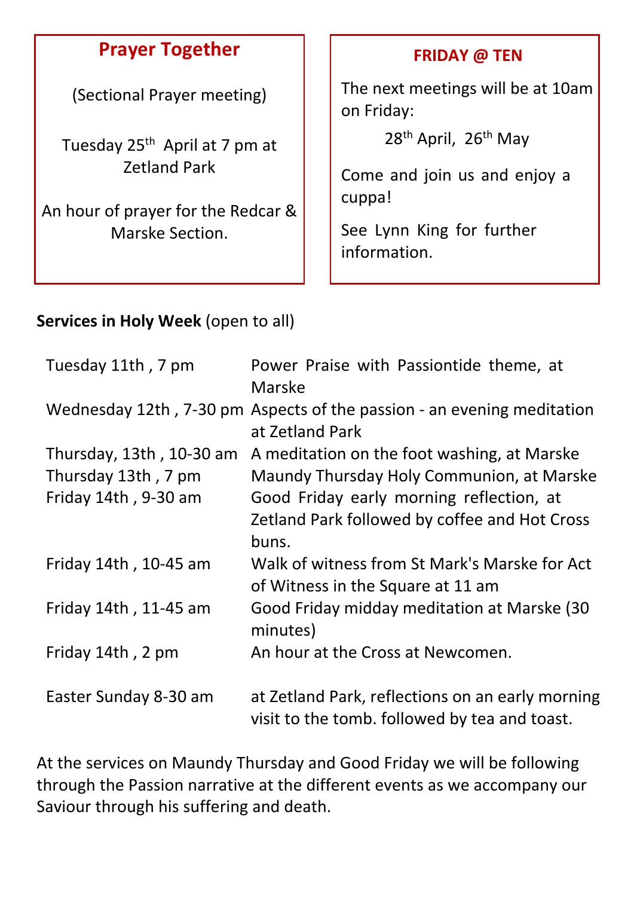## Prayer Together

(Sectional Prayer meeting)

Tuesday 25th April at 7 pm at Zetland Park

An hour of prayer for the Redcar & Marske Section.

## FRIDAY @ TEN

The next meetings will be at 10am on Friday:

28th April, 26th May

Come and join us and enjoy a cuppa!

See Lynn King for further information.

**Services in Holy Week** (open to all)

| | |
|---|---|
| Tuesday 11th , 7 pm | Power Praise with Passiontide theme, at Marske |
| Wednesday 12th , 7-30 pm | Aspects of the passion - an evening meditation at Zetland Park |
| Thursday, 13th , 10-30 am | A meditation on the foot washing, at Marske |
| Thursday 13th , 7 pm | Maundy Thursday Holy Communion, at Marske |
| Friday 14th , 9-30 am | Good Friday early morning reflection, at Zetland Park followed by coffee and Hot Cross buns. |
| Friday 14th , 10-45 am | Walk of witness from St Mark's Marske for Act of Witness in the Square at 11 am |
| Friday 14th , 11-45 am | Good Friday midday meditation at Marske (30 minutes) |
| Friday 14th , 2 pm | An hour at the Cross at Newcomen. |
| Easter Sunday 8-30 am | at Zetland Park, reflections on an early morning visit to the tomb. followed by tea and toast. |

At the services on Maundy Thursday and Good Friday we will be following through the Passion narrative at the different events as we accompany our Saviour through his suffering and death.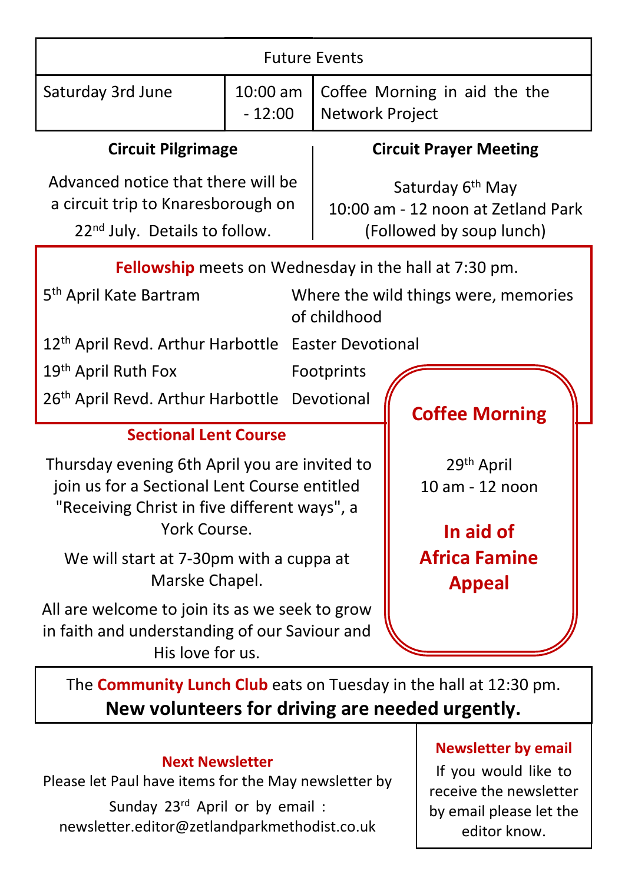| Future Events | | |
|---|---|---|
| Saturday 3rd June | 10:00 am - 12:00 | Coffee Morning in aid the the Network Project |

### Circuit Pilgrimage

Advanced notice that there will be a circuit trip to Knaresborough on 22nd July. Details to follow.

### Circuit Prayer Meeting

Saturday 6th May
10:00 am - 12 noon at Zetland Park
(Followed by soup lunch)

**Fellowship** meets on Wednesday in the hall at 7:30 pm.

| | |
|---|---|
| 5th April Kate Bartram | Where the wild things were, memories of childhood |
| 12th April Revd. Arthur Harbottle | Easter Devotional |
| 19th April Ruth Fox | Footprints |
| 26th April Revd. Arthur Harbottle | Devotional |

### Sectional Lent Course

Thursday evening 6th April you are invited to join us for a Sectional Lent Course entitled "Receiving Christ in five different ways", a York Course.

We will start at 7-30pm with a cuppa at Marske Chapel.

All are welcome to join its as we seek to grow in faith and understanding of our Saviour and His love for us.

### Coffee Morning

29th April
10 am - 12 noon

**In aid of Africa Famine Appeal**

The **Community Lunch Club** eats on Tuesday in the hall at 12:30 pm.
**New volunteers for driving are needed urgently.**

### Next Newsletter

Please let Paul have items for the May newsletter by Sunday 23rd April or by email : newsletter.editor@zetlandparkmethodist.co.uk

### Newsletter by email

If you would like to receive the newsletter by email please let the editor know.